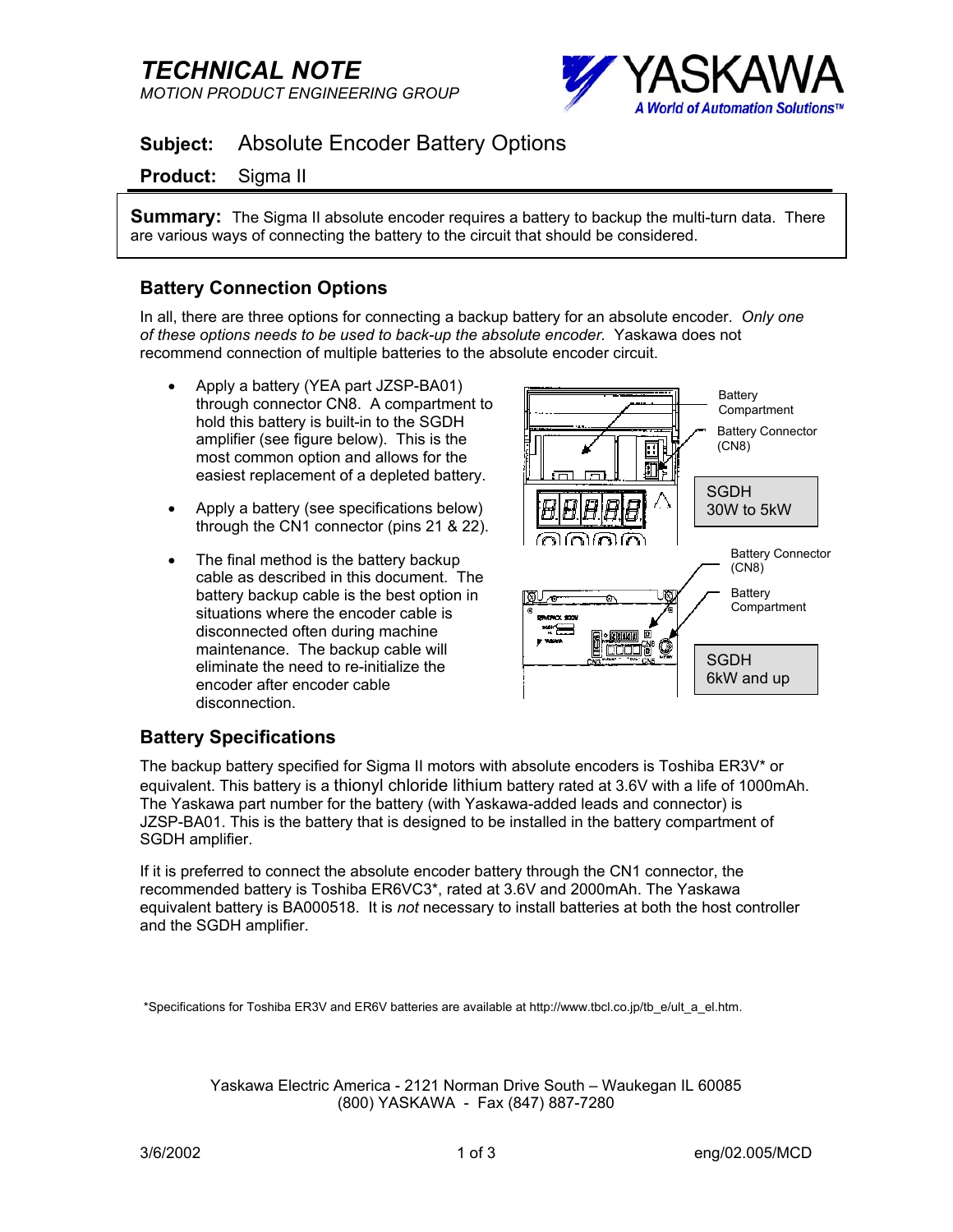# TECHNICAL NOTE

*MOTION PRODUCT ENGINEERING GROUP*

YASKAWA
*A World of Automation Solutions™*

**Subject:** Absolute Encoder Battery Options

**Product:** Sigma II

**Summary:** The Sigma II absolute encoder requires a battery to backup the multi-turn data. There are various ways of connecting the battery to the circuit that should be considered.

## Battery Connection Options

In all, there are three options for connecting a backup battery for an absolute encoder. *Only one of these options needs to be used to back-up the absolute encoder.* Yaskawa does not recommend connection of multiple batteries to the absolute encoder circuit.

- Apply a battery (YEA part JZSP-BA01) through connector CN8. A compartment to hold this battery is built-in to the SGDH amplifier (see figure below). This is the most common option and allows for the easiest replacement of a depleted battery.
- Apply a battery (see specifications below) through the CN1 connector (pins 21 & 22).
- The final method is the battery backup cable as described in this document. The battery backup cable is the best option in situations where the encoder cable is disconnected often during machine maintenance. The backup cable will eliminate the need to re-initialize the encoder after encoder cable disconnection.

Battery Compartment
Battery Connector (CN8)
SGDH 30W to 5kW

Battery Connector (CN8)
Battery Compartment
SGDH 6kW and up

## Battery Specifications

The backup battery specified for Sigma II motors with absolute encoders is Toshiba ER3V* or equivalent. This battery is a thionyl chloride lithium battery rated at 3.6V with a life of 1000mAh. The Yaskawa part number for the battery (with Yaskawa-added leads and connector) is JZSP-BA01. This is the battery that is designed to be installed in the battery compartment of SGDH amplifier.

If it is preferred to connect the absolute encoder battery through the CN1 connector, the recommended battery is Toshiba ER6VC3*, rated at 3.6V and 2000mAh. The Yaskawa equivalent battery is BA000518. It is *not* necessary to install batteries at both the host controller and the SGDH amplifier.

*Specifications for Toshiba ER3V and ER6V batteries are available at http://www.tbcl.co.jp/tb_e/ult_a_el.htm.

Yaskawa Electric America - 2121 Norman Drive South – Waukegan IL 60085
(800) YASKAWA - Fax (847) 887-7280

3/6/2002 eng/02.005/MCD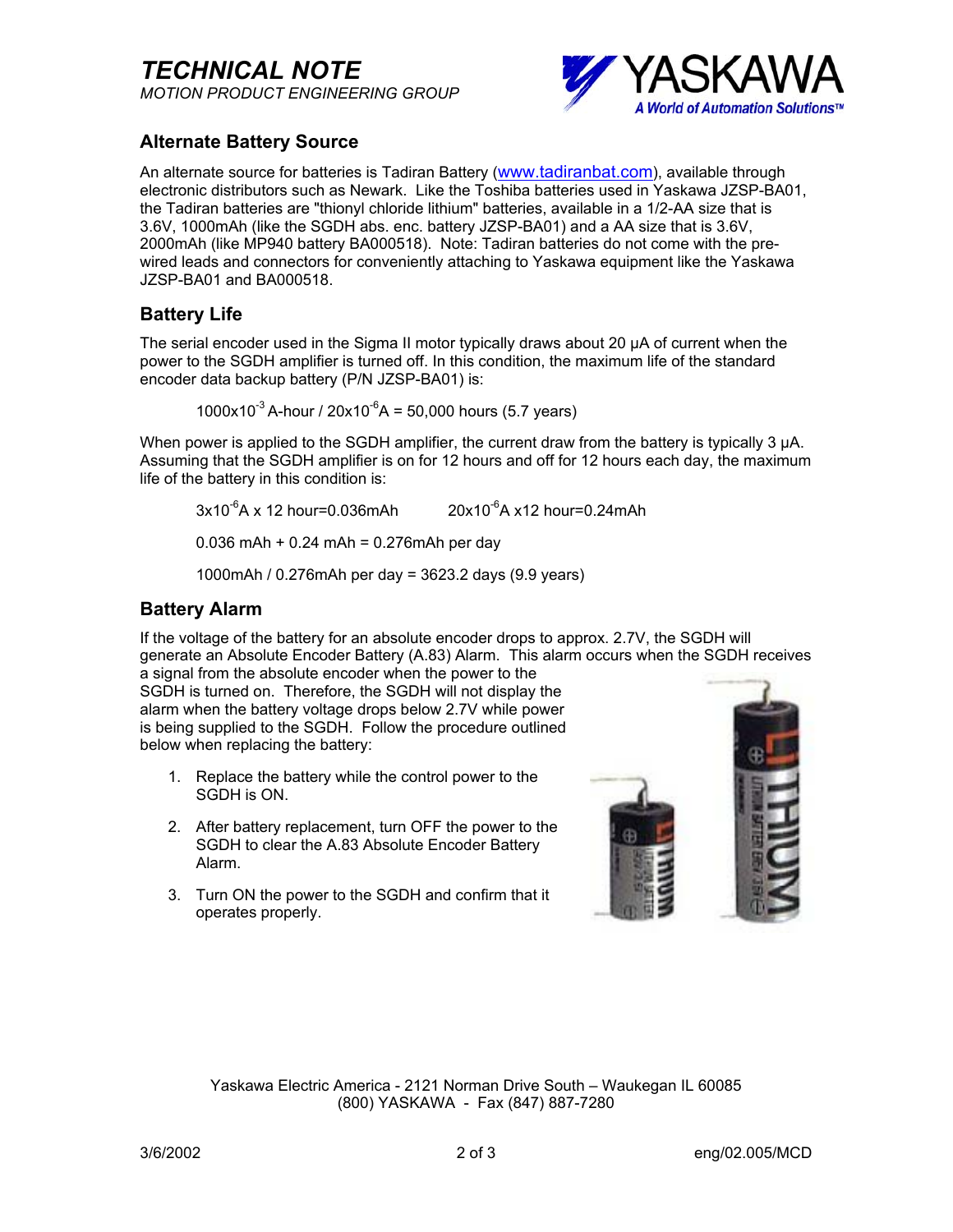## Alternate Battery Source

An alternate source for batteries is Tadiran Battery (www.tadiranbat.com), available through electronic distributors such as Newark. Like the Toshiba batteries used in Yaskawa JZSP-BA01, the Tadiran batteries are "thionyl chloride lithium" batteries, available in a 1/2-AA size that is 3.6V, 1000mAh (like the SGDH abs. enc. battery JZSP-BA01) and a AA size that is 3.6V, 2000mAh (like MP940 battery BA000518). Note: Tadiran batteries do not come with the pre-wired leads and connectors for conveniently attaching to Yaskawa equipment like the Yaskawa JZSP-BA01 and BA000518.

## Battery Life

The serial encoder used in the Sigma II motor typically draws about 20 μA of current when the power to the SGDH amplifier is turned off. In this condition, the maximum life of the standard encoder data backup battery (P/N JZSP-BA01) is:

$$1000\text{x}10^{-3}\text{ A-hour} / 20\text{x}10^{-6}\text{A} = 50{,}000\text{ hours (5.7 years)}$$

When power is applied to the SGDH amplifier, the current draw from the battery is typically 3 μA. Assuming that the SGDH amplifier is on for 12 hours and off for 12 hours each day, the maximum life of the battery in this condition is:

$$3\text{x}10^{-6}\text{A x 12 hour} = 0.036\text{mAh} \qquad 20\text{x}10^{-6}\text{A x12 hour} = 0.24\text{mAh}$$

$$0.036\text{ mAh} + 0.24\text{ mAh} = 0.276\text{mAh per day}$$

$$1000\text{mAh} / 0.276\text{mAh per day} = 3623.2\text{ days (9.9 years)}$$

## Battery Alarm

If the voltage of the battery for an absolute encoder drops to approx. 2.7V, the SGDH will generate an Absolute Encoder Battery (A.83) Alarm. This alarm occurs when the SGDH receives a signal from the absolute encoder when the power to the SGDH is turned on. Therefore, the SGDH will not display the alarm when the battery voltage drops below 2.7V while power is being supplied to the SGDH. Follow the procedure outlined below when replacing the battery:

1. Replace the battery while the control power to the SGDH is ON.
2. After battery replacement, turn OFF the power to the SGDH to clear the A.83 Absolute Encoder Battery Alarm.
3. Turn ON the power to the SGDH and confirm that it operates properly.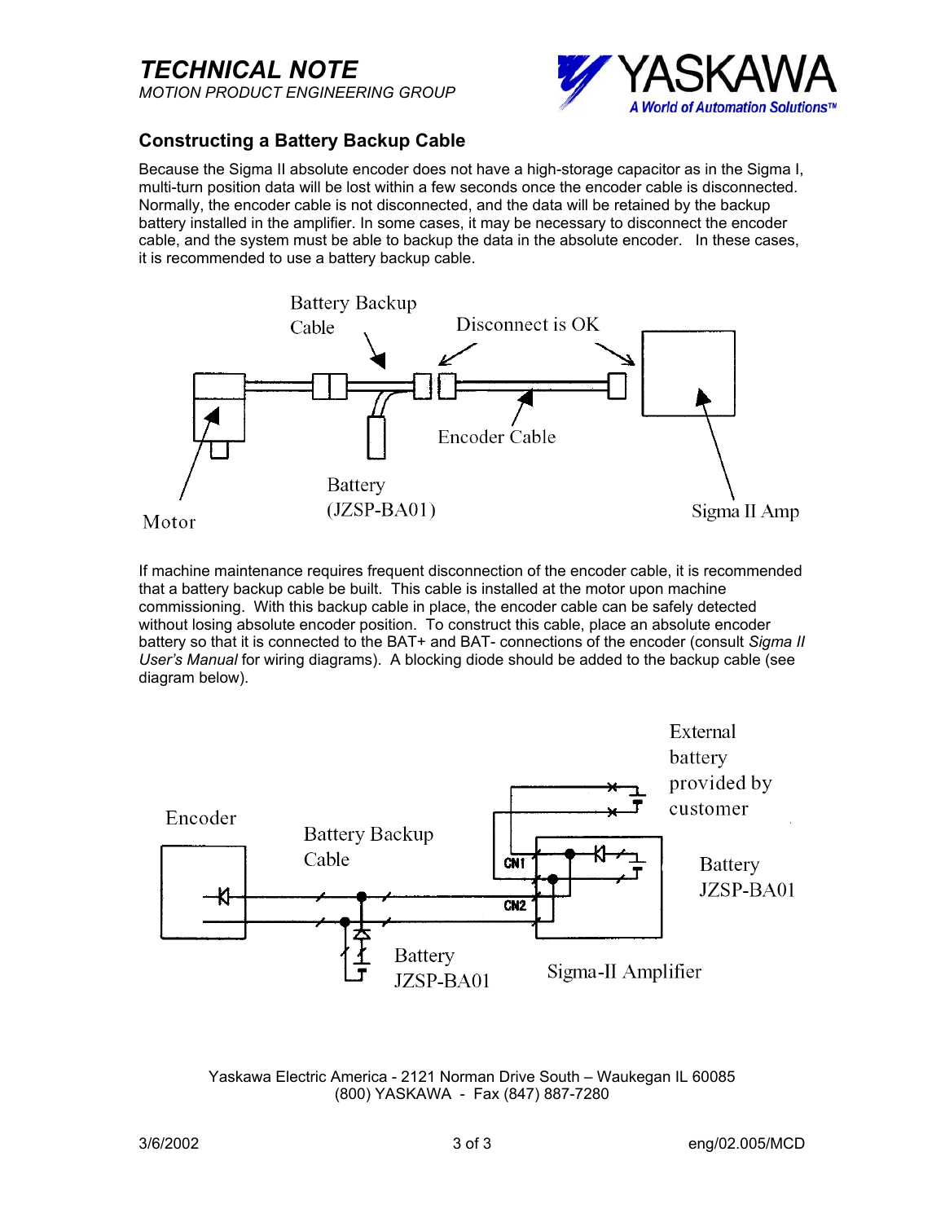**TECHNICAL NOTE**
*MOTION PRODUCT ENGINEERING GROUP*

### Constructing a Battery Backup Cable

Because the Sigma II absolute encoder does not have a high-storage capacitor as in the Sigma I, multi-turn position data will be lost within a few seconds once the encoder cable is disconnected. Normally, the encoder cable is not disconnected, and the data will be retained by the backup battery installed in the amplifier. In some cases, it may be necessary to disconnect the encoder cable, and the system must be able to backup the data in the absolute encoder. In these cases, it is recommended to use a battery backup cable.

Battery Backup Cable

Disconnect is OK

Encoder Cable

Battery (JZSP-BA01)

Motor

Sigma II Amp

If machine maintenance requires frequent disconnection of the encoder cable, it is recommended that a battery backup cable be built. This cable is installed at the motor upon machine commissioning. With this backup cable in place, the encoder cable can be safely detected without losing absolute encoder position. To construct this cable, place an absolute encoder battery so that it is connected to the BAT+ and BAT- connections of the encoder (consult *Sigma II User's Manual* for wiring diagrams). A blocking diode should be added to the backup cable (see diagram below).

External battery provided by customer

Encoder

Battery Backup Cable

CN1

CN2

Battery JZSP-BA01

Battery JZSP-BA01

Sigma-II Amplifier